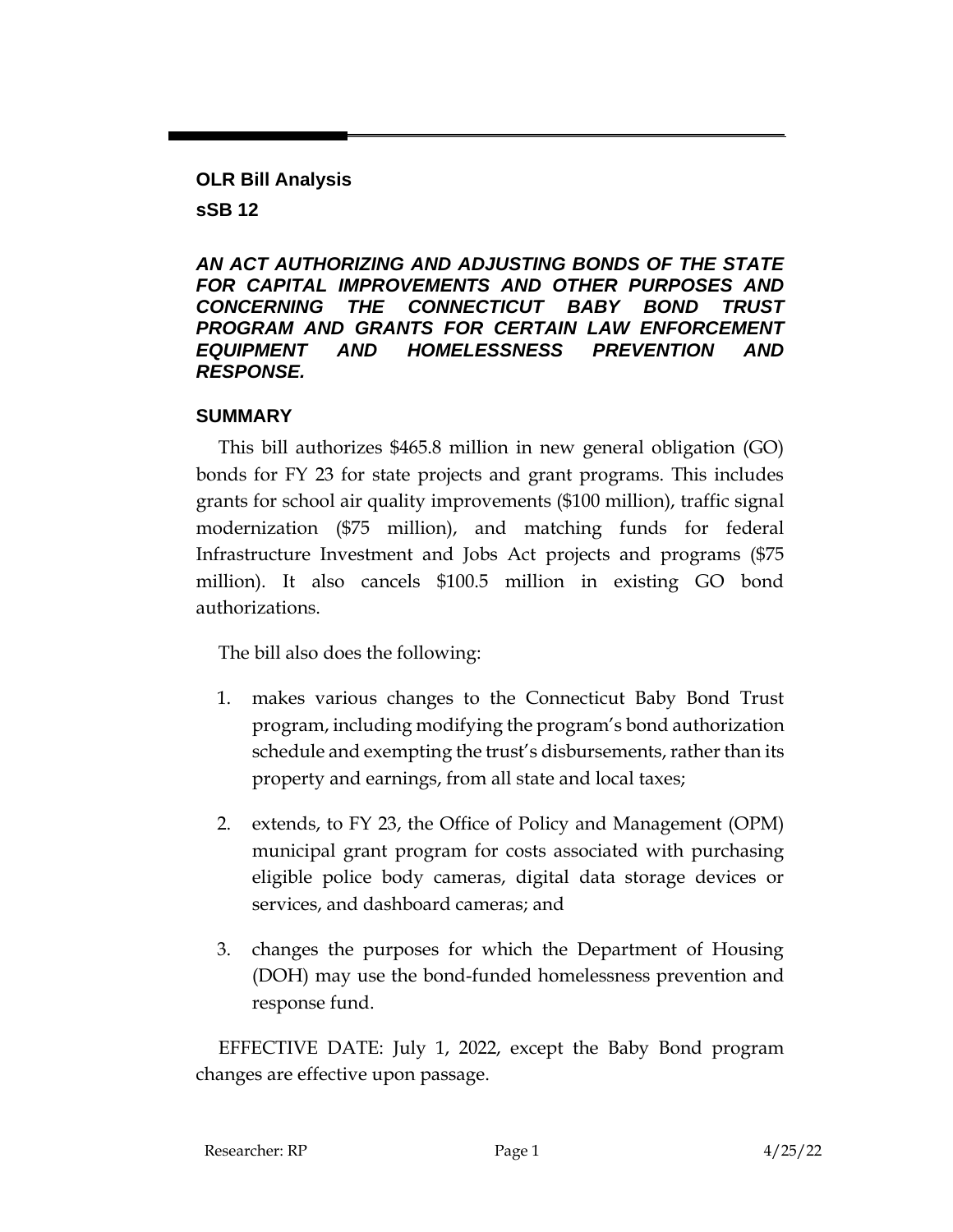**OLR Bill Analysis**

**sSB 12**

***AN ACT AUTHORIZING AND ADJUSTING BONDS OF THE STATE FOR CAPITAL IMPROVEMENTS AND OTHER PURPOSES AND CONCERNING THE CONNECTICUT BABY BOND TRUST PROGRAM AND GRANTS FOR CERTAIN LAW ENFORCEMENT EQUIPMENT AND HOMELESSNESS PREVENTION AND RESPONSE.***

## SUMMARY

This bill authorizes $465.8 million in new general obligation (GO) bonds for FY 23 for state projects and grant programs. This includes grants for school air quality improvements ($100 million), traffic signal modernization ($75 million), and matching funds for federal Infrastructure Investment and Jobs Act projects and programs ($75 million). It also cancels $100.5 million in existing GO bond authorizations.

The bill also does the following:

1. makes various changes to the Connecticut Baby Bond Trust program, including modifying the program's bond authorization schedule and exempting the trust's disbursements, rather than its property and earnings, from all state and local taxes;
2. extends, to FY 23, the Office of Policy and Management (OPM) municipal grant program for costs associated with purchasing eligible police body cameras, digital data storage devices or services, and dashboard cameras; and
3. changes the purposes for which the Department of Housing (DOH) may use the bond-funded homelessness prevention and response fund.

EFFECTIVE DATE: July 1, 2022, except the Baby Bond program changes are effective upon passage.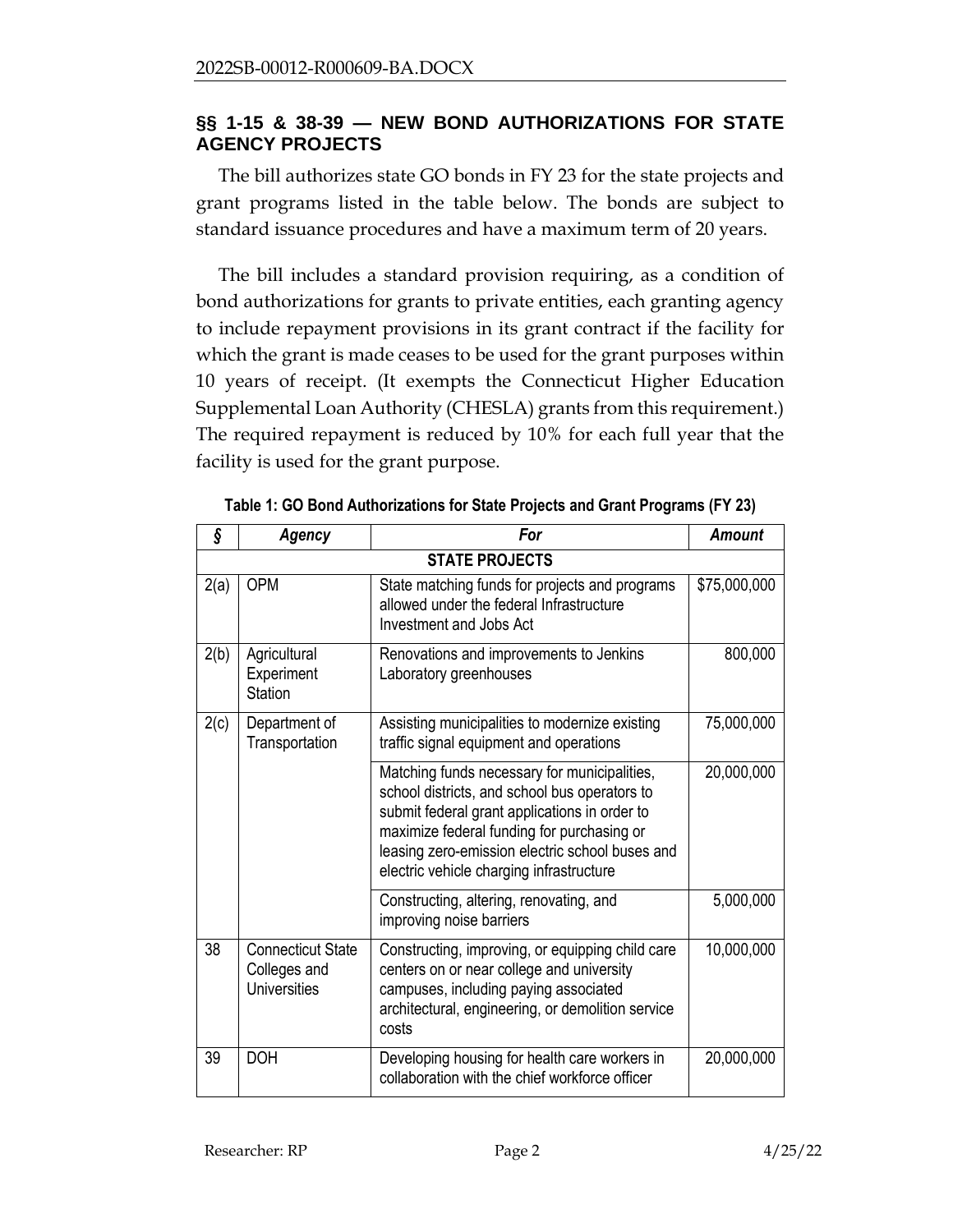## §§ 1-15 & 38-39 — NEW BOND AUTHORIZATIONS FOR STATE AGENCY PROJECTS

The bill authorizes state GO bonds in FY 23 for the state projects and grant programs listed in the table below. The bonds are subject to standard issuance procedures and have a maximum term of 20 years.

The bill includes a standard provision requiring, as a condition of bond authorizations for grants to private entities, each granting agency to include repayment provisions in its grant contract if the facility for which the grant is made ceases to be used for the grant purposes within 10 years of receipt. (It exempts the Connecticut Higher Education Supplemental Loan Authority (CHESLA) grants from this requirement.) The required repayment is reduced by 10% for each full year that the facility is used for the grant purpose.

**Table 1: GO Bond Authorizations for State Projects and Grant Programs (FY 23)**

| *§* | *Agency* | *For* | *Amount* |
|---|---|---|---|
| | | **STATE PROJECTS** | |
| 2(a) | OPM | State matching funds for projects and programs allowed under the federal Infrastructure Investment and Jobs Act | $75,000,000 |
| 2(b) | Agricultural Experiment Station | Renovations and improvements to Jenkins Laboratory greenhouses | 800,000 |
| 2(c) | Department of Transportation | Assisting municipalities to modernize existing traffic signal equipment and operations | 75,000,000 |
| | | Matching funds necessary for municipalities, school districts, and school bus operators to submit federal grant applications in order to maximize federal funding for purchasing or leasing zero-emission electric school buses and electric vehicle charging infrastructure | 20,000,000 |
| | | Constructing, altering, renovating, and improving noise barriers | 5,000,000 |
| 38 | Connecticut State Colleges and Universities | Constructing, improving, or equipping child care centers on or near college and university campuses, including paying associated architectural, engineering, or demolition service costs | 10,000,000 |
| 39 | DOH | Developing housing for health care workers in collaboration with the chief workforce officer | 20,000,000 |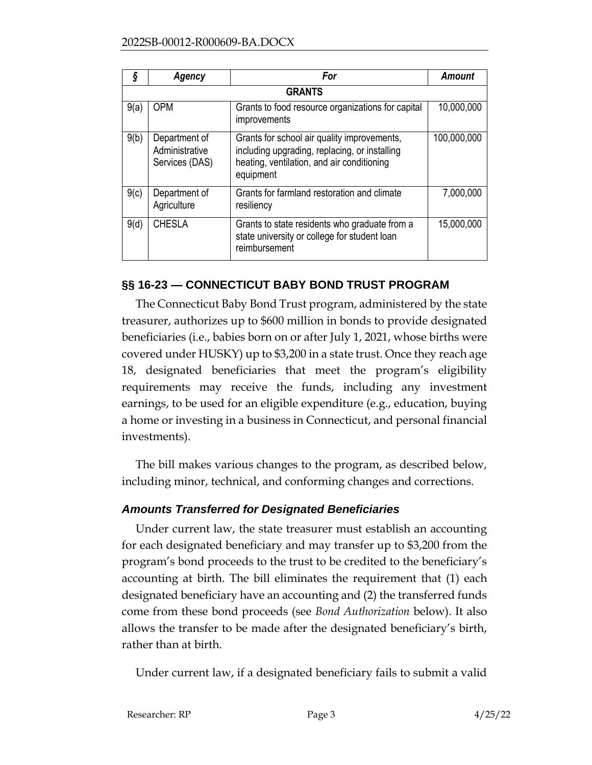| § | Agency | For | Amount |
|---|---|---|---|
| **GRANTS** | | | |
| 9(a) | OPM | Grants to food resource organizations for capital improvements | 10,000,000 |
| 9(b) | Department of Administrative Services (DAS) | Grants for school air quality improvements, including upgrading, replacing, or installing heating, ventilation, and air conditioning equipment | 100,000,000 |
| 9(c) | Department of Agriculture | Grants for farmland restoration and climate resiliency | 7,000,000 |
| 9(d) | CHESLA | Grants to state residents who graduate from a state university or college for student loan reimbursement | 15,000,000 |

## §§ 16-23 — CONNECTICUT BABY BOND TRUST PROGRAM

The Connecticut Baby Bond Trust program, administered by the state treasurer, authorizes up to $600 million in bonds to provide designated beneficiaries (i.e., babies born on or after July 1, 2021, whose births were covered under HUSKY) up to $3,200 in a state trust. Once they reach age 18, designated beneficiaries that meet the program's eligibility requirements may receive the funds, including any investment earnings, to be used for an eligible expenditure (e.g., education, buying a home or investing in a business in Connecticut, and personal financial investments).

The bill makes various changes to the program, as described below, including minor, technical, and conforming changes and corrections.

### *Amounts Transferred for Designated Beneficiaries*

Under current law, the state treasurer must establish an accounting for each designated beneficiary and may transfer up to $3,200 from the program's bond proceeds to the trust to be credited to the beneficiary's accounting at birth. The bill eliminates the requirement that (1) each designated beneficiary have an accounting and (2) the transferred funds come from these bond proceeds (see *Bond Authorization* below). It also allows the transfer to be made after the designated beneficiary's birth, rather than at birth.

Under current law, if a designated beneficiary fails to submit a valid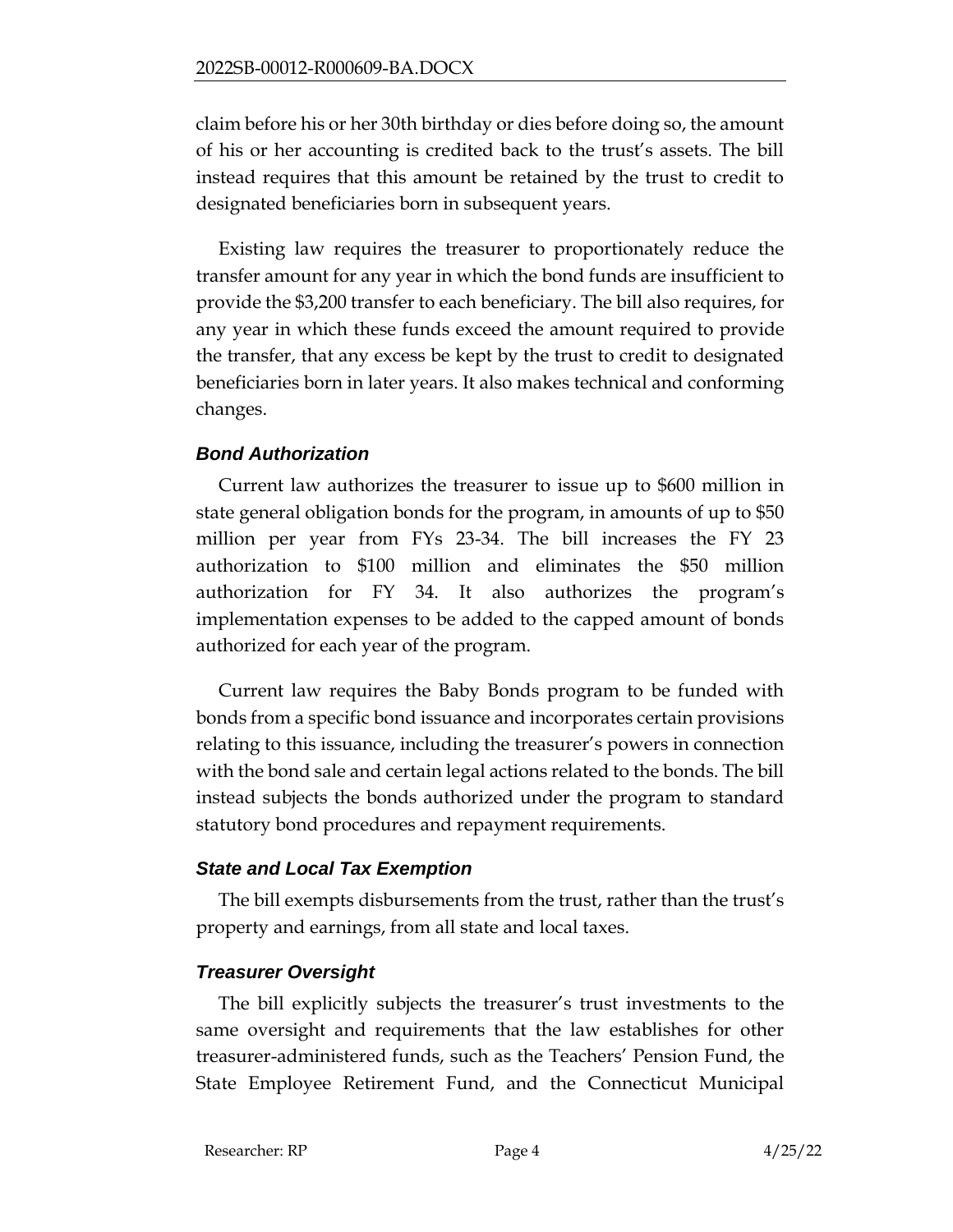claim before his or her 30th birthday or dies before doing so, the amount of his or her accounting is credited back to the trust's assets. The bill instead requires that this amount be retained by the trust to credit to designated beneficiaries born in subsequent years.

Existing law requires the treasurer to proportionately reduce the transfer amount for any year in which the bond funds are insufficient to provide the $3,200 transfer to each beneficiary. The bill also requires, for any year in which these funds exceed the amount required to provide the transfer, that any excess be kept by the trust to credit to designated beneficiaries born in later years. It also makes technical and conforming changes.

### *Bond Authorization*

Current law authorizes the treasurer to issue up to $600 million in state general obligation bonds for the program, in amounts of up to $50 million per year from FYs 23-34. The bill increases the FY 23 authorization to $100 million and eliminates the $50 million authorization for FY 34. It also authorizes the program's implementation expenses to be added to the capped amount of bonds authorized for each year of the program.

Current law requires the Baby Bonds program to be funded with bonds from a specific bond issuance and incorporates certain provisions relating to this issuance, including the treasurer's powers in connection with the bond sale and certain legal actions related to the bonds. The bill instead subjects the bonds authorized under the program to standard statutory bond procedures and repayment requirements.

### *State and Local Tax Exemption*

The bill exempts disbursements from the trust, rather than the trust's property and earnings, from all state and local taxes.

### *Treasurer Oversight*

The bill explicitly subjects the treasurer's trust investments to the same oversight and requirements that the law establishes for other treasurer-administered funds, such as the Teachers' Pension Fund, the State Employee Retirement Fund, and the Connecticut Municipal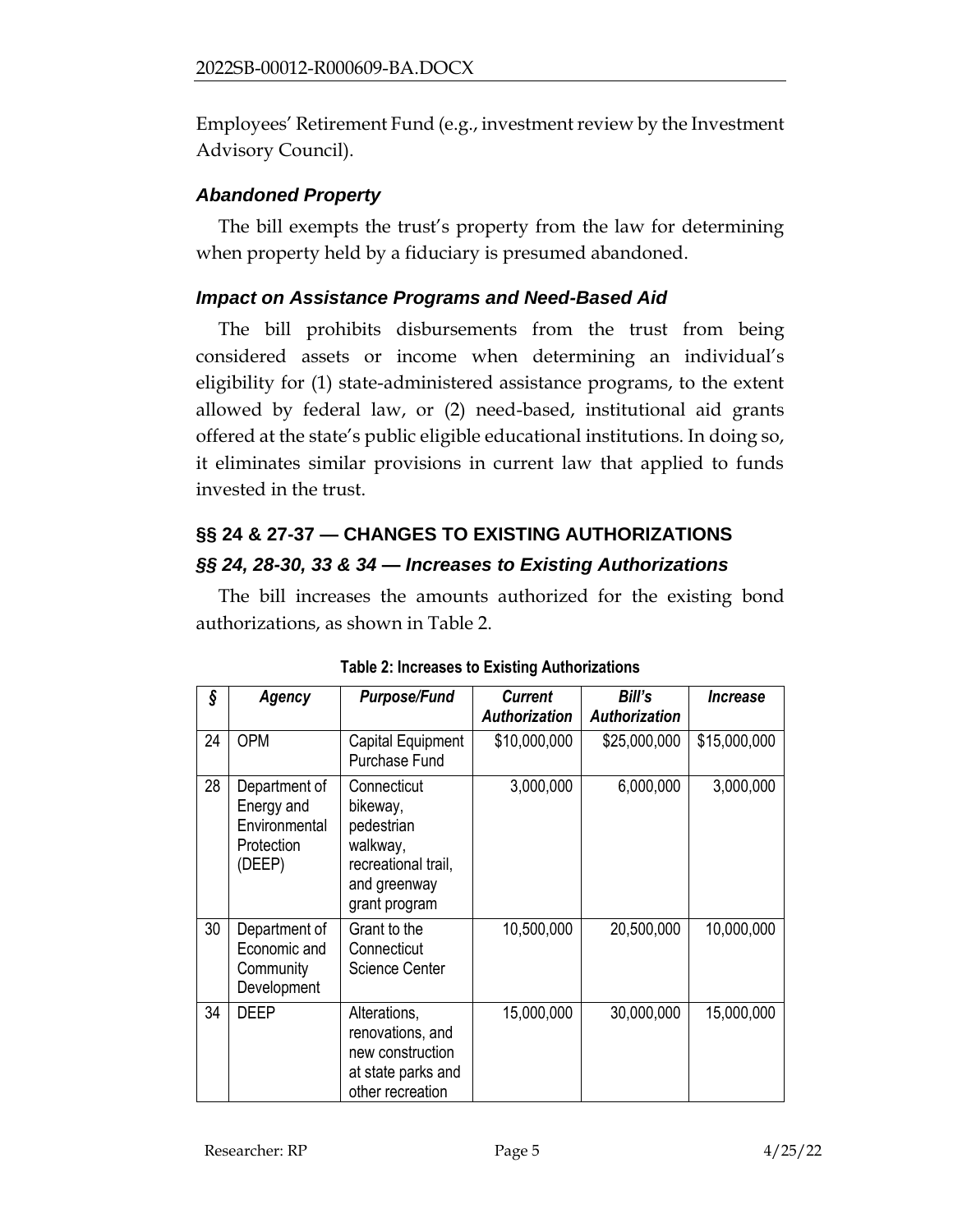Employees' Retirement Fund (e.g., investment review by the Investment Advisory Council).

### *Abandoned Property*

The bill exempts the trust's property from the law for determining when property held by a fiduciary is presumed abandoned.

### *Impact on Assistance Programs and Need-Based Aid*

The bill prohibits disbursements from the trust from being considered assets or income when determining an individual's eligibility for (1) state-administered assistance programs, to the extent allowed by federal law, or (2) need-based, institutional aid grants offered at the state's public eligible educational institutions. In doing so, it eliminates similar provisions in current law that applied to funds invested in the trust.

## §§ 24 & 27-37 — CHANGES TO EXISTING AUTHORIZATIONS

### *§§ 24, 28-30, 33 & 34 — Increases to Existing Authorizations*

The bill increases the amounts authorized for the existing bond authorizations, as shown in Table 2.

**Table 2: Increases to Existing Authorizations**

| *§* | *Agency* | *Purpose/Fund* | *Current Authorization* | *Bill's Authorization* | *Increase* |
|---|---|---|---|---|---|
| 24 | OPM | Capital Equipment Purchase Fund | $10,000,000 | $25,000,000 | $15,000,000 |
| 28 | Department of Energy and Environmental Protection (DEEP) | Connecticut bikeway, pedestrian walkway, recreational trail, and greenway grant program | 3,000,000 | 6,000,000 | 3,000,000 |
| 30 | Department of Economic and Community Development | Grant to the Connecticut Science Center | 10,500,000 | 20,500,000 | 10,000,000 |
| 34 | DEEP | Alterations, renovations, and new construction at state parks and other recreation | 15,000,000 | 30,000,000 | 15,000,000 |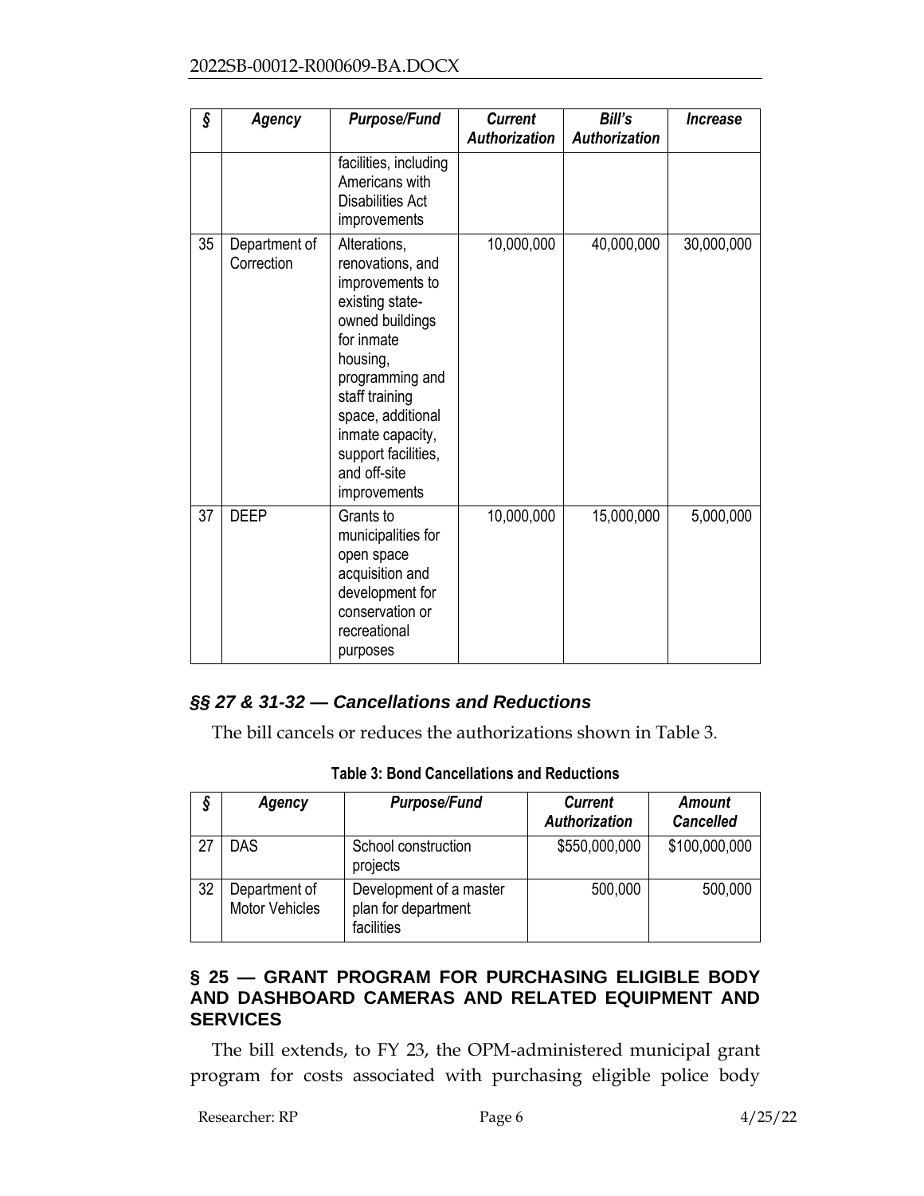| § | *Agency* | *Purpose/Fund* | *Current Authorization* | *Bill's Authorization* | *Increase* |
|---|---|---|---|---|---|
| | | facilities, including Americans with Disabilities Act improvements | | | |
| 35 | Department of Correction | Alterations, renovations, and improvements to existing state-owned buildings for inmate housing, programming and staff training space, additional inmate capacity, support facilities, and off-site improvements | 10,000,000 | 40,000,000 | 30,000,000 |
| 37 | DEEP | Grants to municipalities for open space acquisition and development for conservation or recreational purposes | 10,000,000 | 15,000,000 | 5,000,000 |

### *§§ 27 & 31-32 — Cancellations and Reductions*

The bill cancels or reduces the authorizations shown in Table 3.

**Table 3: Bond Cancellations and Reductions**

| § | *Agency* | *Purpose/Fund* | *Current Authorization* | *Amount Cancelled* |
|---|---|---|---|---|
| 27 | DAS | School construction projects | $550,000,000 | $100,000,000 |
| 32 | Department of Motor Vehicles | Development of a master plan for department facilities | 500,000 | 500,000 |

## § 25 — GRANT PROGRAM FOR PURCHASING ELIGIBLE BODY AND DASHBOARD CAMERAS AND RELATED EQUIPMENT AND SERVICES

The bill extends, to FY 23, the OPM-administered municipal grant program for costs associated with purchasing eligible police body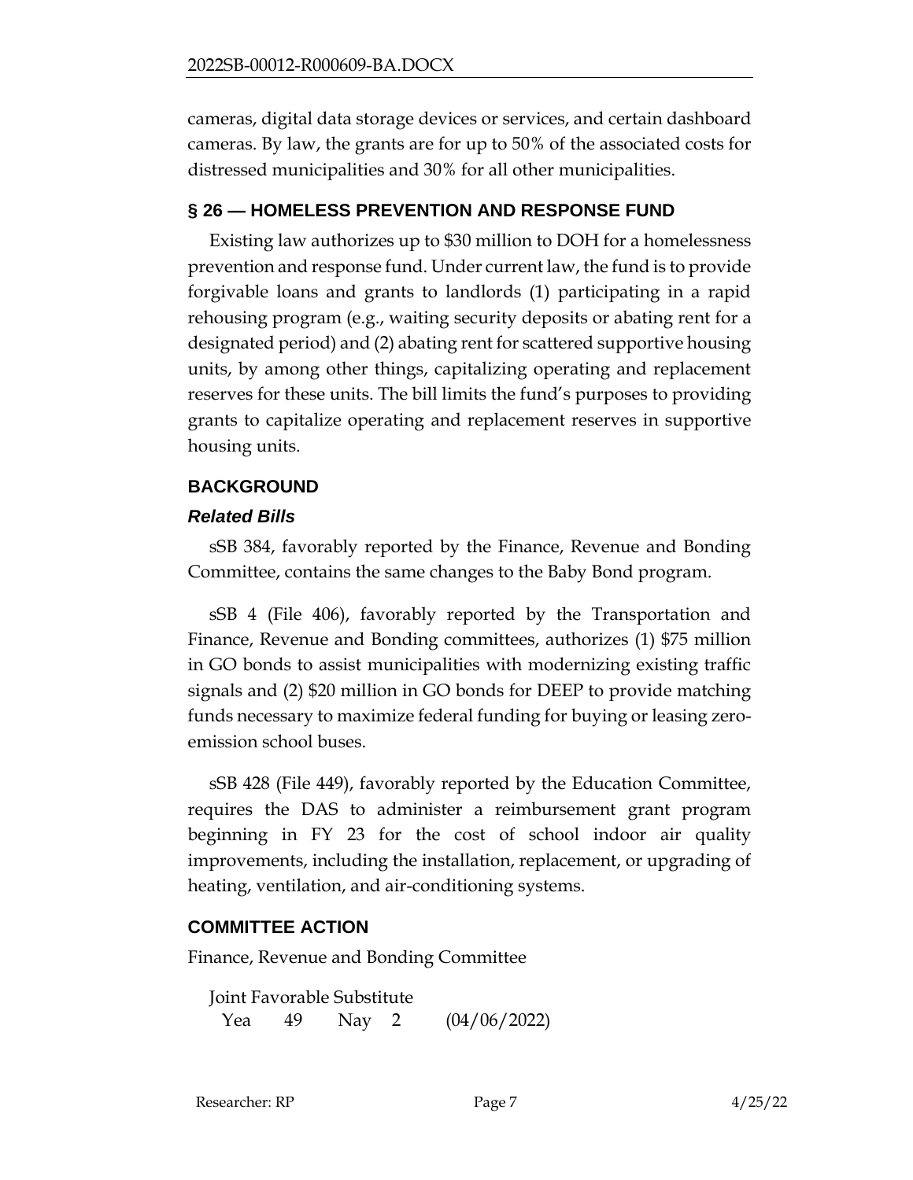cameras, digital data storage devices or services, and certain dashboard cameras. By law, the grants are for up to 50% of the associated costs for distressed municipalities and 30% for all other municipalities.

## § 26 — HOMELESS PREVENTION AND RESPONSE FUND

Existing law authorizes up to $30 million to DOH for a homelessness prevention and response fund. Under current law, the fund is to provide forgivable loans and grants to landlords (1) participating in a rapid rehousing program (e.g., waiting security deposits or abating rent for a designated period) and (2) abating rent for scattered supportive housing units, by among other things, capitalizing operating and replacement reserves for these units. The bill limits the fund's purposes to providing grants to capitalize operating and replacement reserves in supportive housing units.

## BACKGROUND

### *Related Bills*

sSB 384, favorably reported by the Finance, Revenue and Bonding Committee, contains the same changes to the Baby Bond program.

sSB 4 (File 406), favorably reported by the Transportation and Finance, Revenue and Bonding committees, authorizes (1) $75 million in GO bonds to assist municipalities with modernizing existing traffic signals and (2) $20 million in GO bonds for DEEP to provide matching funds necessary to maximize federal funding for buying or leasing zero-emission school buses.

sSB 428 (File 449), favorably reported by the Education Committee, requires the DAS to administer a reimbursement grant program beginning in FY 23 for the cost of school indoor air quality improvements, including the installation, replacement, or upgrading of heating, ventilation, and air-conditioning systems.

## COMMITTEE ACTION

Finance, Revenue and Bonding Committee

Joint Favorable Substitute
Yea 49 Nay 2 (04/06/2022)